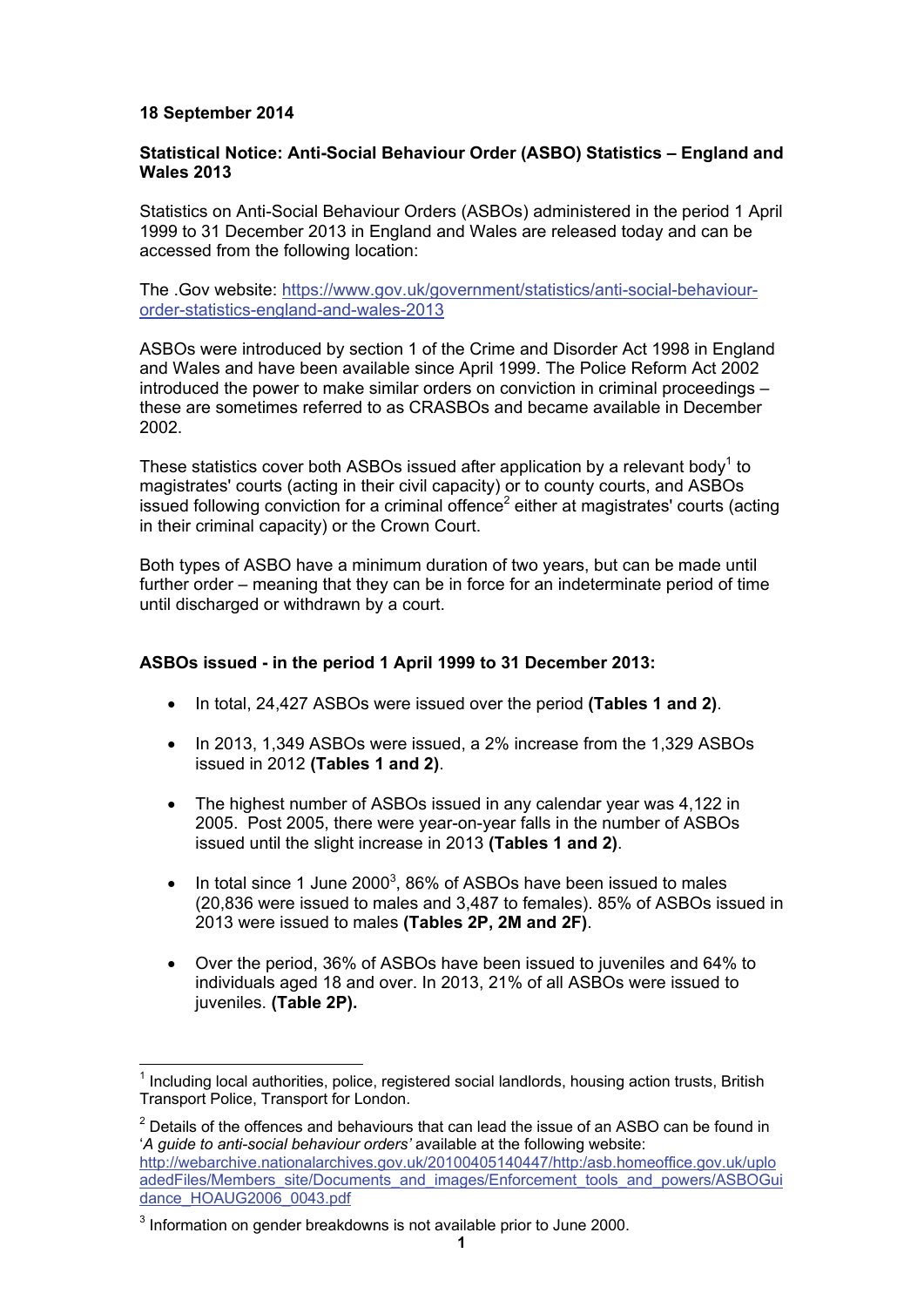**18 September 2014**

**Statistical Notice: Anti-Social Behaviour Order (ASBO) Statistics – England and Wales 2013**

Statistics on Anti-Social Behaviour Orders (ASBOs) administered in the period 1 April 1999 to 31 December 2013 in England and Wales are released today and can be accessed from the following location:

The .Gov website: https://www.gov.uk/government/statistics/anti-social-behaviour-order-statistics-england-and-wales-2013

ASBOs were introduced by section 1 of the Crime and Disorder Act 1998 in England and Wales and have been available since April 1999. The Police Reform Act 2002 introduced the power to make similar orders on conviction in criminal proceedings – these are sometimes referred to as CRASBOs and became available in December 2002.

These statistics cover both ASBOs issued after application by a relevant body[1] to magistrates' courts (acting in their civil capacity) or to county courts, and ASBOs issued following conviction for a criminal offence[2] either at magistrates' courts (acting in their criminal capacity) or the Crown Court.

Both types of ASBO have a minimum duration of two years, but can be made until further order – meaning that they can be in force for an indeterminate period of time until discharged or withdrawn by a court.

**ASBOs issued - in the period 1 April 1999 to 31 December 2013:**

- In total, 24,427 ASBOs were issued over the period **(Tables 1 and 2)**.
- In 2013, 1,349 ASBOs were issued, a 2% increase from the 1,329 ASBOs issued in 2012 **(Tables 1 and 2)**.
- The highest number of ASBOs issued in any calendar year was 4,122 in 2005. Post 2005, there were year-on-year falls in the number of ASBOs issued until the slight increase in 2013 **(Tables 1 and 2)**.
- In total since 1 June 2000[3], 86% of ASBOs have been issued to males (20,836 were issued to males and 3,487 to females). 85% of ASBOs issued in 2013 were issued to males **(Tables 2P, 2M and 2F)**.
- Over the period, 36% of ASBOs have been issued to juveniles and 64% to individuals aged 18 and over. In 2013, 21% of all ASBOs were issued to juveniles. **(Table 2P).**

---

[1] Including local authorities, police, registered social landlords, housing action trusts, British Transport Police, Transport for London.

[2] Details of the offences and behaviours that can lead the issue of an ASBO can be found in '*A guide to anti-social behaviour orders'* available at the following website: http://webarchive.nationalarchives.gov.uk/20100405140447/http:/asb.homeoffice.gov.uk/uploadedFiles/Members_site/Documents_and_images/Enforcement_tools_and_powers/ASBOGuidance_HOAUG2006_0043.pdf

[3] Information on gender breakdowns is not available prior to June 2000.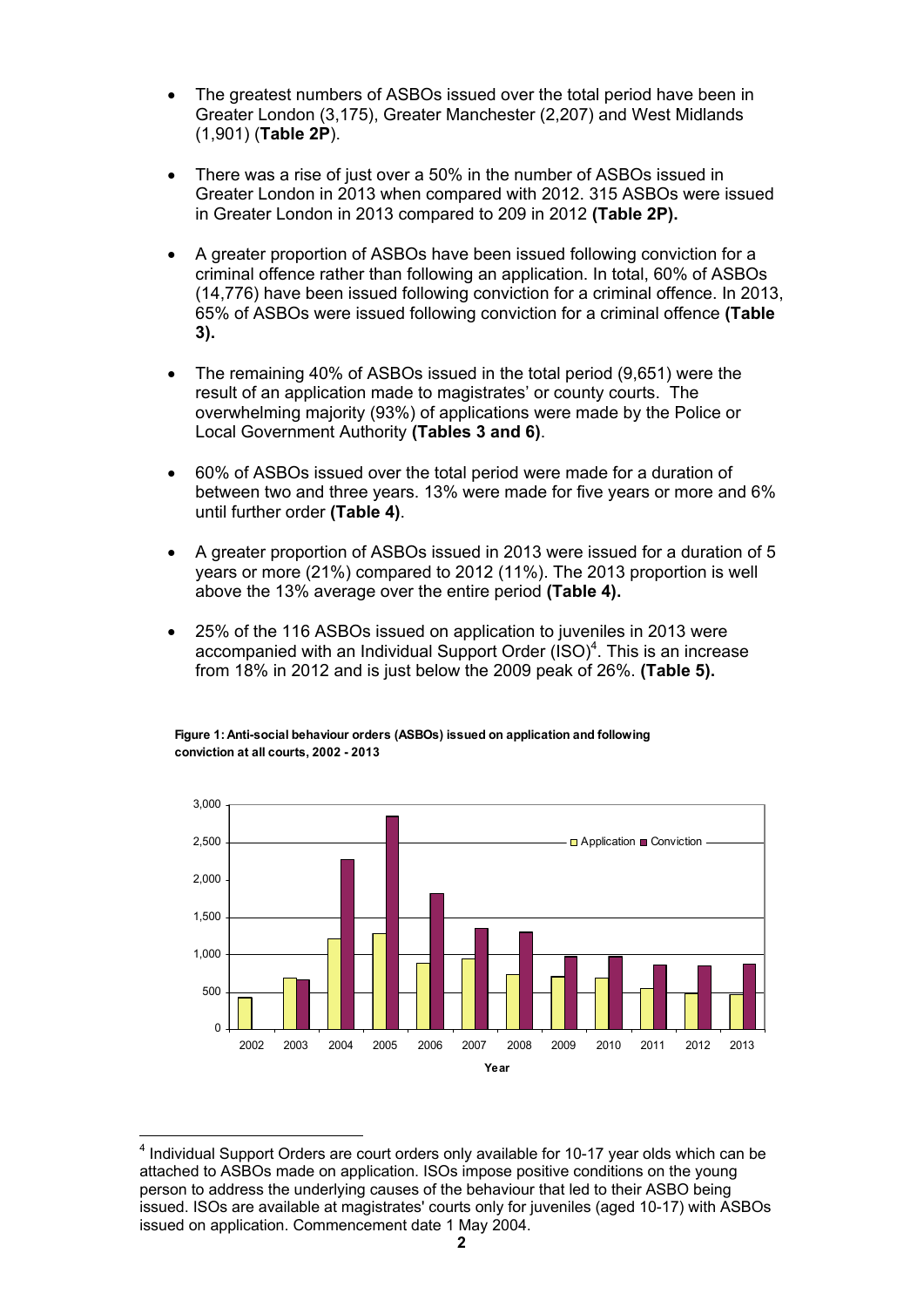- The greatest numbers of ASBOs issued over the total period have been in Greater London (3,175), Greater Manchester (2,207) and West Midlands (1,901) (**Table 2P**).

- There was a rise of just over a 50% in the number of ASBOs issued in Greater London in 2013 when compared with 2012. 315 ASBOs were issued in Greater London in 2013 compared to 209 in 2012 **(Table 2P).**

- A greater proportion of ASBOs have been issued following conviction for a criminal offence rather than following an application. In total, 60% of ASBOs (14,776) have been issued following conviction for a criminal offence. In 2013, 65% of ASBOs were issued following conviction for a criminal offence **(Table 3).**

- The remaining 40% of ASBOs issued in the total period (9,651) were the result of an application made to magistrates' or county courts. The overwhelming majority (93%) of applications were made by the Police or Local Government Authority **(Tables 3 and 6)**.

- 60% of ASBOs issued over the total period were made for a duration of between two and three years. 13% were made for five years or more and 6% until further order **(Table 4)**.

- A greater proportion of ASBOs issued in 2013 were issued for a duration of 5 years or more (21%) compared to 2012 (11%). The 2013 proportion is well above the 13% average over the entire period **(Table 4).**

- 25% of the 116 ASBOs issued on application to juveniles in 2013 were accompanied with an Individual Support Order (ISO)[4]. This is an increase from 18% in 2012 and is just below the 2009 peak of 26%. **(Table 5).**

**Figure 1: Anti-social behaviour orders (ASBOs) issued on application and following conviction at all courts, 2002 - 2013**

[4] Individual Support Orders are court orders only available for 10-17 year olds which can be attached to ASBOs made on application. ISOs impose positive conditions on the young person to address the underlying causes of the behaviour that led to their ASBO being issued. ISOs are available at magistrates' courts only for juveniles (aged 10-17) with ASBOs issued on application. Commencement date 1 May 2004.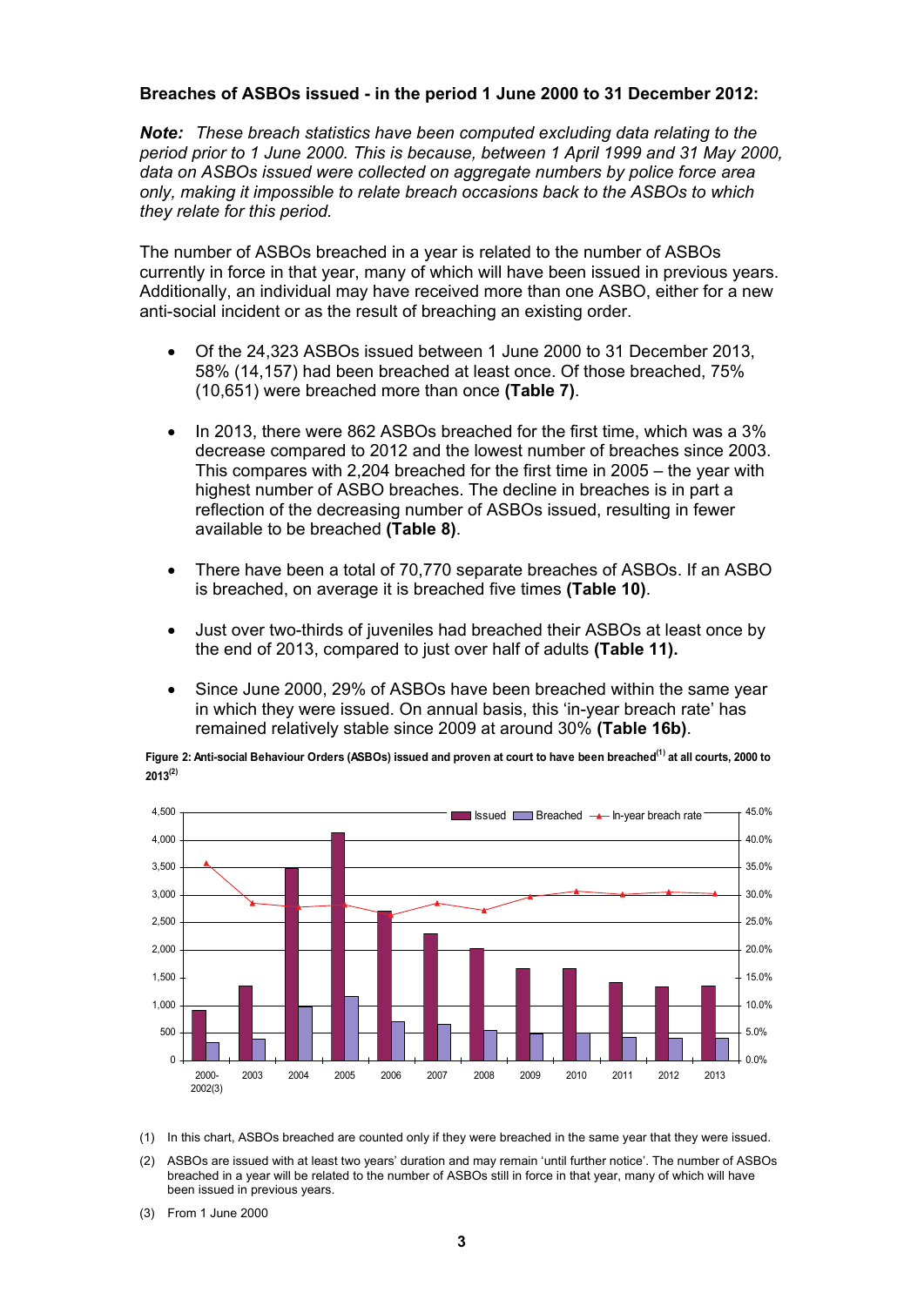**Breaches of ASBOs issued - in the period 1 June 2000 to 31 December 2012:**

***Note:*** *These breach statistics have been computed excluding data relating to the period prior to 1 June 2000. This is because, between 1 April 1999 and 31 May 2000, data on ASBOs issued were collected on aggregate numbers by police force area only, making it impossible to relate breach occasions back to the ASBOs to which they relate for this period.*

The number of ASBOs breached in a year is related to the number of ASBOs currently in force in that year, many of which will have been issued in previous years. Additionally, an individual may have received more than one ASBO, either for a new anti-social incident or as the result of breaching an existing order.

- Of the 24,323 ASBOs issued between 1 June 2000 to 31 December 2013, 58% (14,157) had been breached at least once. Of those breached, 75% (10,651) were breached more than once **(Table 7)**.
- In 2013, there were 862 ASBOs breached for the first time, which was a 3% decrease compared to 2012 and the lowest number of breaches since 2003. This compares with 2,204 breached for the first time in 2005 – the year with highest number of ASBO breaches. The decline in breaches is in part a reflection of the decreasing number of ASBOs issued, resulting in fewer available to be breached **(Table 8)**.
- There have been a total of 70,770 separate breaches of ASBOs. If an ASBO is breached, on average it is breached five times **(Table 10)**.
- Just over two-thirds of juveniles had breached their ASBOs at least once by the end of 2013, compared to just over half of adults **(Table 11).**
- Since June 2000, 29% of ASBOs have been breached within the same year in which they were issued. On annual basis, this 'in-year breach rate' has remained relatively stable since 2009 at around 30% **(Table 16b)**.

**Figure 2: Anti-social Behaviour Orders (ASBOs) issued and proven at court to have been breached(1) at all courts, 2000 to 2013(2)**

(1) In this chart, ASBOs breached are counted only if they were breached in the same year that they were issued.

(2) ASBOs are issued with at least two years' duration and may remain 'until further notice'. The number of ASBOs breached in a year will be related to the number of ASBOs still in force in that year, many of which will have been issued in previous years.

(3) From 1 June 2000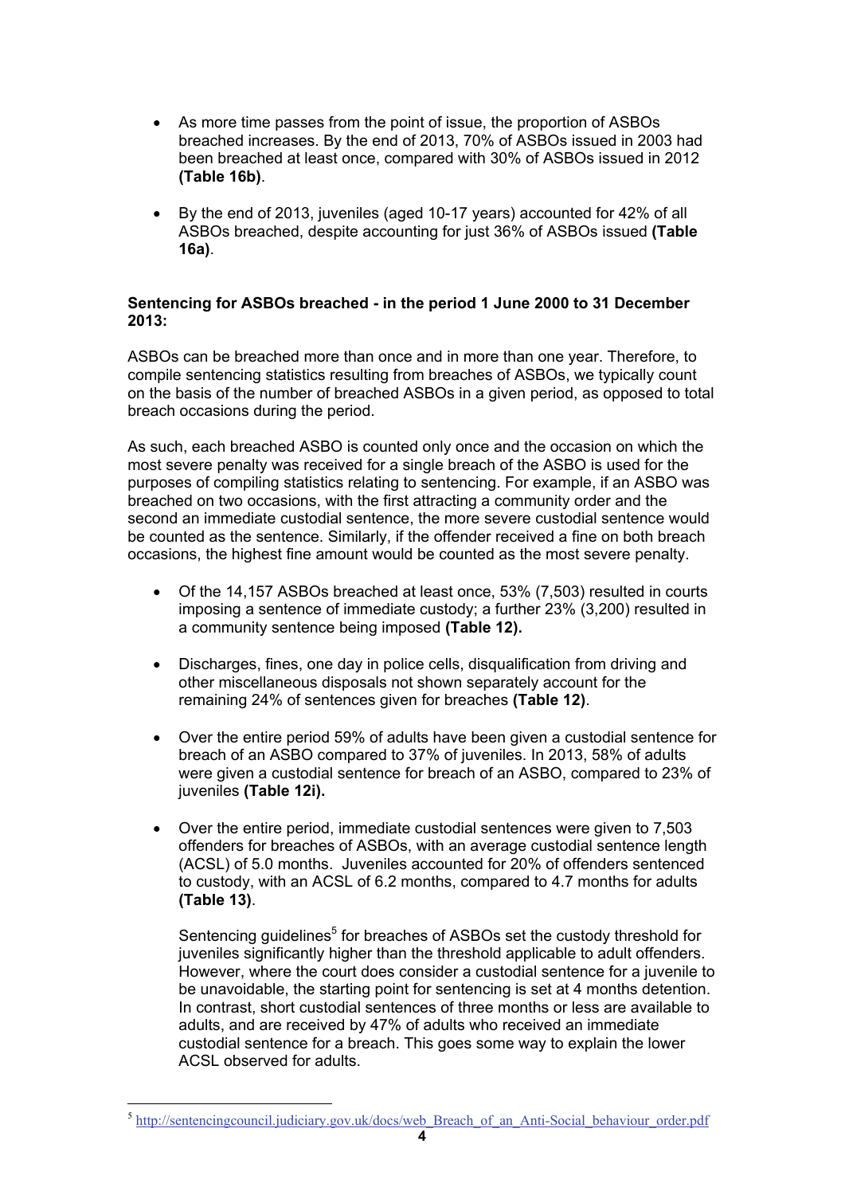- As more time passes from the point of issue, the proportion of ASBOs breached increases. By the end of 2013, 70% of ASBOs issued in 2003 had been breached at least once, compared with 30% of ASBOs issued in 2012 **(Table 16b)**.
- By the end of 2013, juveniles (aged 10-17 years) accounted for 42% of all ASBOs breached, despite accounting for just 36% of ASBOs issued **(Table 16a)**.

**Sentencing for ASBOs breached - in the period 1 June 2000 to 31 December 2013:**

ASBOs can be breached more than once and in more than one year. Therefore, to compile sentencing statistics resulting from breaches of ASBOs, we typically count on the basis of the number of breached ASBOs in a given period, as opposed to total breach occasions during the period.

As such, each breached ASBO is counted only once and the occasion on which the most severe penalty was received for a single breach of the ASBO is used for the purposes of compiling statistics relating to sentencing. For example, if an ASBO was breached on two occasions, with the first attracting a community order and the second an immediate custodial sentence, the more severe custodial sentence would be counted as the sentence. Similarly, if the offender received a fine on both breach occasions, the highest fine amount would be counted as the most severe penalty.

- Of the 14,157 ASBOs breached at least once, 53% (7,503) resulted in courts imposing a sentence of immediate custody; a further 23% (3,200) resulted in a community sentence being imposed **(Table 12).**
- Discharges, fines, one day in police cells, disqualification from driving and other miscellaneous disposals not shown separately account for the remaining 24% of sentences given for breaches **(Table 12)**.
- Over the entire period 59% of adults have been given a custodial sentence for breach of an ASBO compared to 37% of juveniles. In 2013, 58% of adults were given a custodial sentence for breach of an ASBO, compared to 23% of juveniles **(Table 12i).**
- Over the entire period, immediate custodial sentences were given to 7,503 offenders for breaches of ASBOs, with an average custodial sentence length (ACSL) of 5.0 months. Juveniles accounted for 20% of offenders sentenced to custody, with an ACSL of 6.2 months, compared to 4.7 months for adults **(Table 13)**.

  Sentencing guidelines[5] for breaches of ASBOs set the custody threshold for juveniles significantly higher than the threshold applicable to adult offenders. However, where the court does consider a custodial sentence for a juvenile to be unavoidable, the starting point for sentencing is set at 4 months detention. In contrast, short custodial sentences of three months or less are available to adults, and are received by 47% of adults who received an immediate custodial sentence for a breach. This goes some way to explain the lower ACSL observed for adults.

[5] http://sentencingcouncil.judiciary.gov.uk/docs/web_Breach_of_an_Anti-Social_behaviour_order.pdf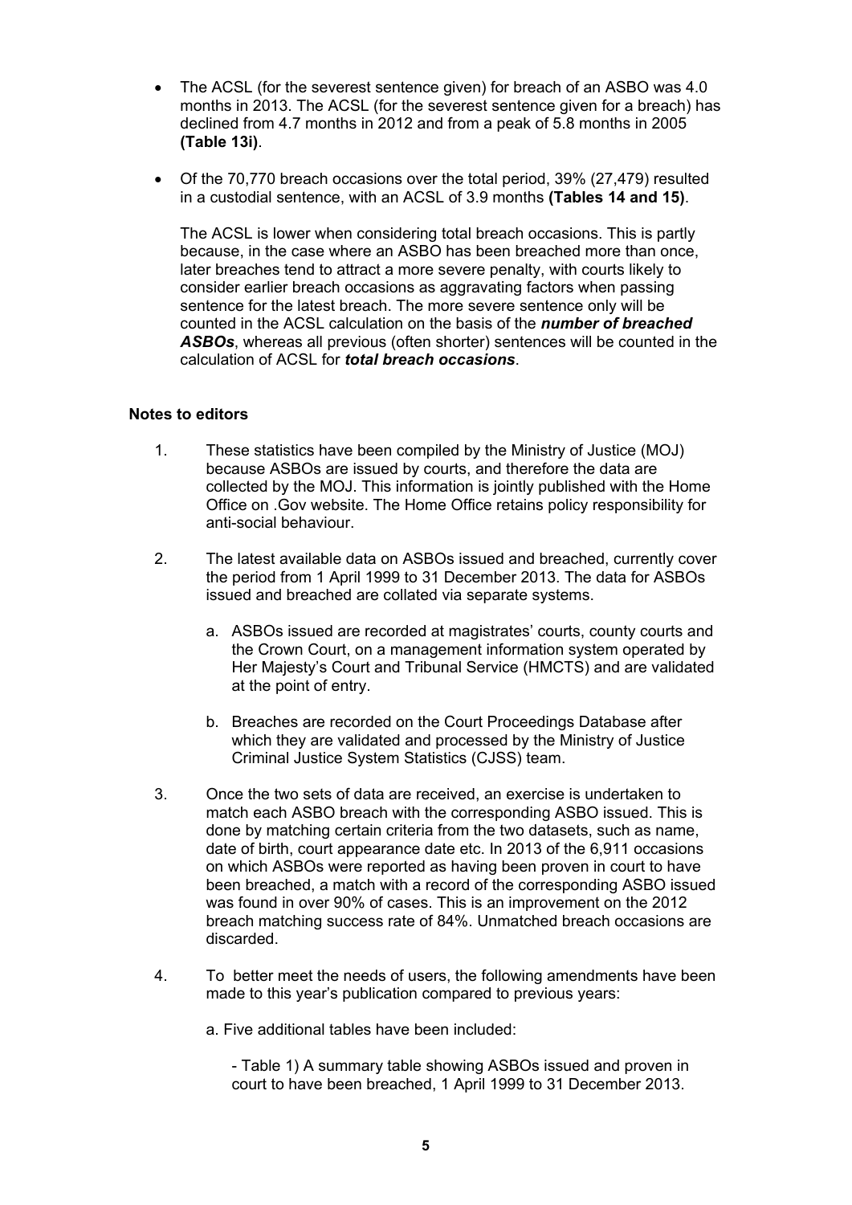- The ACSL (for the severest sentence given) for breach of an ASBO was 4.0 months in 2013. The ACSL (for the severest sentence given for a breach) has declined from 4.7 months in 2012 and from a peak of 5.8 months in 2005 **(Table 13i)**.

- Of the 70,770 breach occasions over the total period, 39% (27,479) resulted in a custodial sentence, with an ACSL of 3.9 months **(Tables 14 and 15)**.

  The ACSL is lower when considering total breach occasions. This is partly because, in the case where an ASBO has been breached more than once, later breaches tend to attract a more severe penalty, with courts likely to consider earlier breach occasions as aggravating factors when passing sentence for the latest breach. The more severe sentence only will be counted in the ACSL calculation on the basis of the ***number of breached ASBOs***, whereas all previous (often shorter) sentences will be counted in the calculation of ACSL for ***total breach occasions***.

**Notes to editors**

1. These statistics have been compiled by the Ministry of Justice (MOJ) because ASBOs are issued by courts, and therefore the data are collected by the MOJ. This information is jointly published with the Home Office on .Gov website. The Home Office retains policy responsibility for anti-social behaviour.

2. The latest available data on ASBOs issued and breached, currently cover the period from 1 April 1999 to 31 December 2013. The data for ASBOs issued and breached are collated via separate systems.

   a. ASBOs issued are recorded at magistrates' courts, county courts and the Crown Court, on a management information system operated by Her Majesty's Court and Tribunal Service (HMCTS) and are validated at the point of entry.

   b. Breaches are recorded on the Court Proceedings Database after which they are validated and processed by the Ministry of Justice Criminal Justice System Statistics (CJSS) team.

3. Once the two sets of data are received, an exercise is undertaken to match each ASBO breach with the corresponding ASBO issued. This is done by matching certain criteria from the two datasets, such as name, date of birth, court appearance date etc. In 2013 of the 6,911 occasions on which ASBOs were reported as having been proven in court to have been breached, a match with a record of the corresponding ASBO issued was found in over 90% of cases. This is an improvement on the 2012 breach matching success rate of 84%. Unmatched breach occasions are discarded.

4. To better meet the needs of users, the following amendments have been made to this year's publication compared to previous years:

   a. Five additional tables have been included:

      - Table 1) A summary table showing ASBOs issued and proven in court to have been breached, 1 April 1999 to 31 December 2013.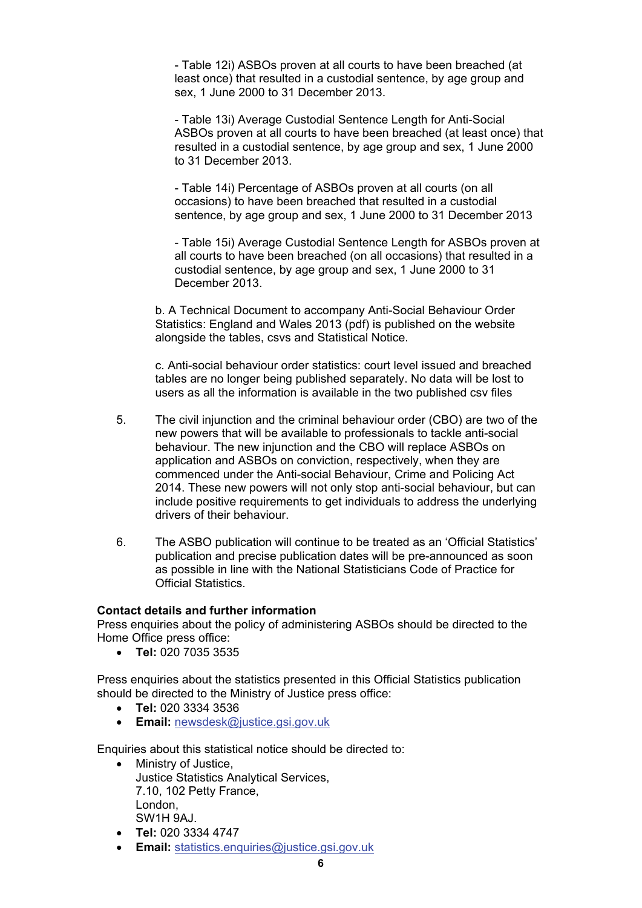- Table 12i) ASBOs proven at all courts to have been breached (at least once) that resulted in a custodial sentence, by age group and sex, 1 June 2000 to 31 December 2013.

- Table 13i) Average Custodial Sentence Length for Anti-Social ASBOs proven at all courts to have been breached (at least once) that resulted in a custodial sentence, by age group and sex, 1 June 2000 to 31 December 2013.

- Table 14i) Percentage of ASBOs proven at all courts (on all occasions) to have been breached that resulted in a custodial sentence, by age group and sex, 1 June 2000 to 31 December 2013

- Table 15i) Average Custodial Sentence Length for ASBOs proven at all courts to have been breached (on all occasions) that resulted in a custodial sentence, by age group and sex, 1 June 2000 to 31 December 2013.

b. A Technical Document to accompany Anti-Social Behaviour Order Statistics: England and Wales 2013 (pdf) is published on the website alongside the tables, csvs and Statistical Notice.

c. Anti-social behaviour order statistics: court level issued and breached tables are no longer being published separately. No data will be lost to users as all the information is available in the two published csv files

5. The civil injunction and the criminal behaviour order (CBO) are two of the new powers that will be available to professionals to tackle anti-social behaviour. The new injunction and the CBO will replace ASBOs on application and ASBOs on conviction, respectively, when they are commenced under the Anti-social Behaviour, Crime and Policing Act 2014. These new powers will not only stop anti-social behaviour, but can include positive requirements to get individuals to address the underlying drivers of their behaviour.

6. The ASBO publication will continue to be treated as an 'Official Statistics' publication and precise publication dates will be pre-announced as soon as possible in line with the National Statisticians Code of Practice for Official Statistics.

**Contact details and further information**

Press enquiries about the policy of administering ASBOs should be directed to the Home Office press office:

- **Tel:** 020 7035 3535

Press enquiries about the statistics presented in this Official Statistics publication should be directed to the Ministry of Justice press office:

- **Tel:** 020 3334 3536
- **Email:** newsdesk@justice.gsi.gov.uk

Enquiries about this statistical notice should be directed to:

- Ministry of Justice,
  Justice Statistics Analytical Services,
  7.10, 102 Petty France,
  London,
  SW1H 9AJ.
- **Tel:** 020 3334 4747
- **Email:** statistics.enquiries@justice.gsi.gov.uk